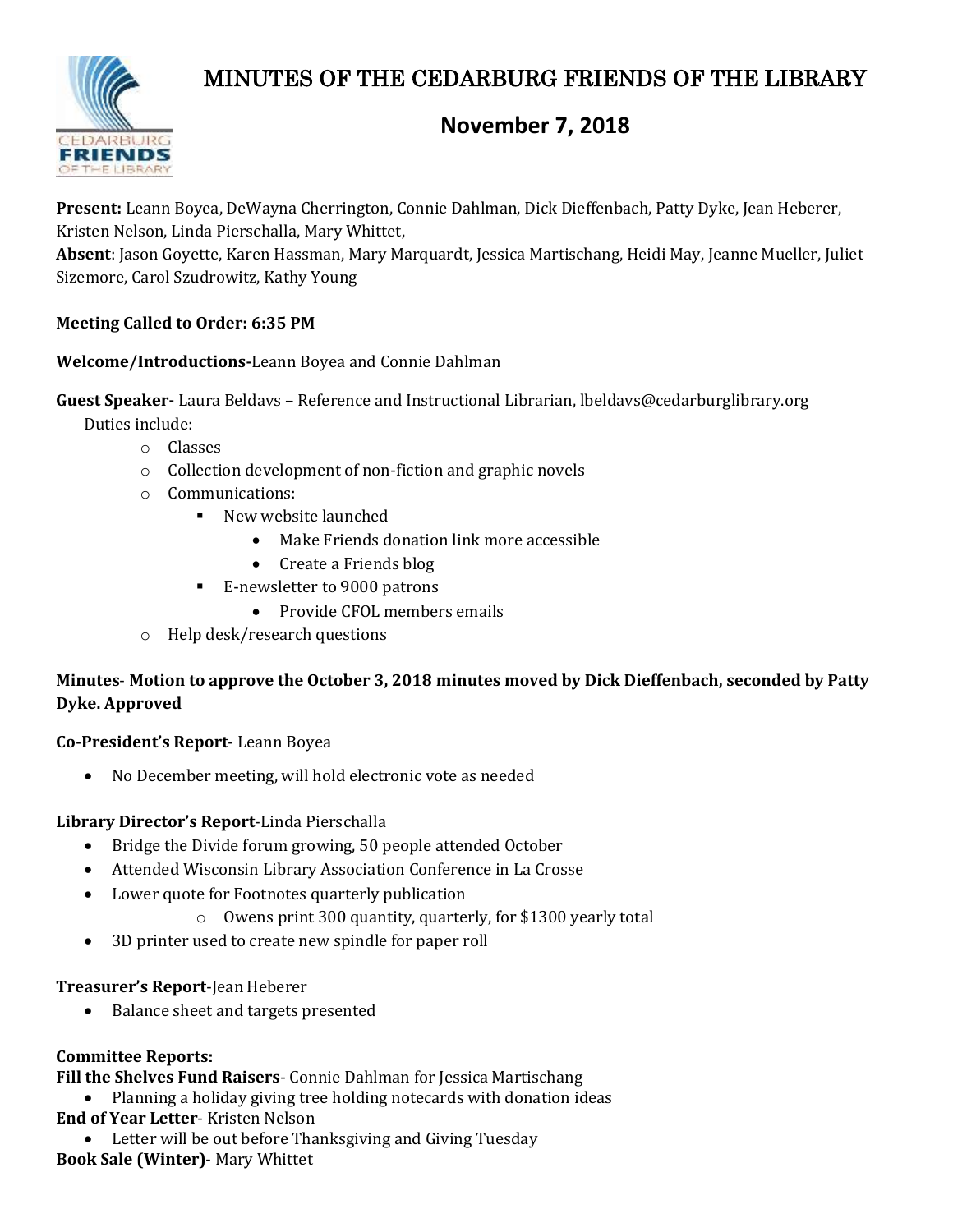# MINUTES OF THE CEDARBURG FRIENDS OF THE LIBRARY

## November 7, 2018

**Present:** Leann Boyea, DeWayna Cherrington, Connie Dahlman, Dick Dieffenbach, Patty Dyke, Jean Heberer, Kristen Nelson, Linda Pierschalla, Mary Whittet,
**Absent**: Jason Goyette, Karen Hassman, Mary Marquardt, Jessica Martischang, Heidi May, Jeanne Mueller, Juliet Sizemore, Carol Szudrowitz, Kathy Young

**Meeting Called to Order: 6:35 PM**

**Welcome/Introductions-**Leann Boyea and Connie Dahlman

**Guest Speaker-** Laura Beldavs – Reference and Instructional Librarian, lbeldavs@cedarburglibrary.org

Duties include:

- Classes
- Collection development of non-fiction and graphic novels
- Communications:
  - New website launched
    - Make Friends donation link more accessible
    - Create a Friends blog
  - E-newsletter to 9000 patrons
    - Provide CFOL members emails
- Help desk/research questions

**Minutes**- **Motion to approve the October 3, 2018 minutes moved by Dick Dieffenbach, seconded by Patty Dyke. Approved**

**Co-President's Report**- Leann Boyea

- No December meeting, will hold electronic vote as needed

**Library Director's Report**-Linda Pierschalla

- Bridge the Divide forum growing, 50 people attended October
- Attended Wisconsin Library Association Conference in La Crosse
- Lower quote for Footnotes quarterly publication
  - Owens print 300 quantity, quarterly, for $1300 yearly total
- 3D printer used to create new spindle for paper roll

**Treasurer's Report**-Jean Heberer

- Balance sheet and targets presented

**Committee Reports:**

**Fill the Shelves Fund Raisers**- Connie Dahlman for Jessica Martischang

- Planning a holiday giving tree holding notecards with donation ideas

**End of Year Letter**- Kristen Nelson

- Letter will be out before Thanksgiving and Giving Tuesday

**Book Sale (Winter)**- Mary Whittet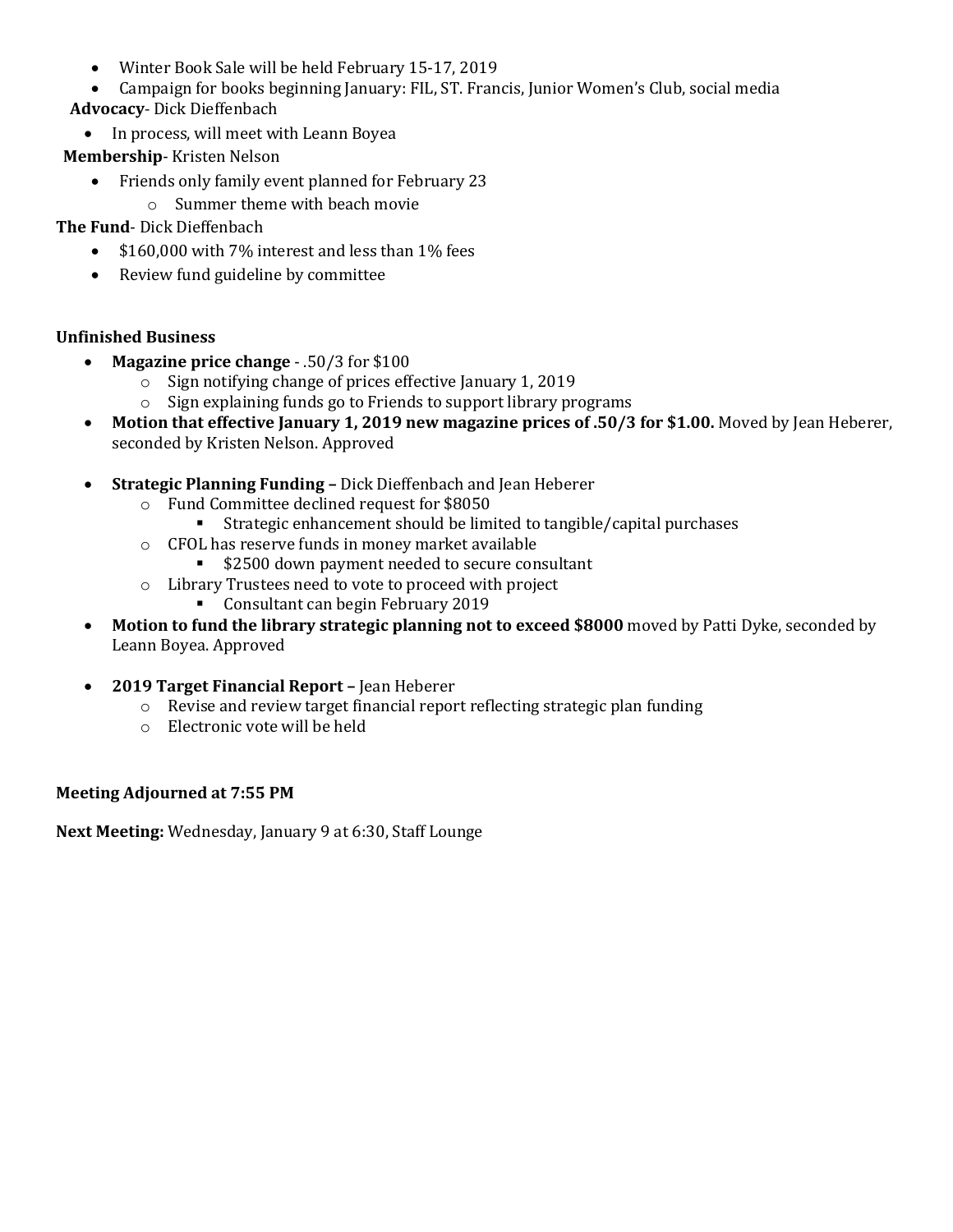- Winter Book Sale will be held February 15-17, 2019
- Campaign for books beginning January: FIL, ST. Francis, Junior Women's Club, social media

**Advocacy**- Dick Dieffenbach

- In process, will meet with Leann Boyea

**Membership**- Kristen Nelson

- Friends only family event planned for February 23
  - Summer theme with beach movie

**The Fund**- Dick Dieffenbach

- $160,000 with 7% interest and less than 1% fees
- Review fund guideline by committee

**Unfinished Business**

- **Magazine price change** - .50/3 for $100
  - Sign notifying change of prices effective January 1, 2019
  - Sign explaining funds go to Friends to support library programs
- **Motion that effective January 1, 2019 new magazine prices of .50/3 for $1.00.** Moved by Jean Heberer, seconded by Kristen Nelson. Approved

- **Strategic Planning Funding –** Dick Dieffenbach and Jean Heberer
  - Fund Committee declined request for $8050
    - Strategic enhancement should be limited to tangible/capital purchases
  - CFOL has reserve funds in money market available
    - $2500 down payment needed to secure consultant
  - Library Trustees need to vote to proceed with project
    - Consultant can begin February 2019
- **Motion to fund the library strategic planning not to exceed $8000** moved by Patti Dyke, seconded by Leann Boyea. Approved

- **2019 Target Financial Report –** Jean Heberer
  - Revise and review target financial report reflecting strategic plan funding
  - Electronic vote will be held

**Meeting Adjourned at 7:55 PM**

**Next Meeting:** Wednesday, January 9 at 6:30, Staff Lounge